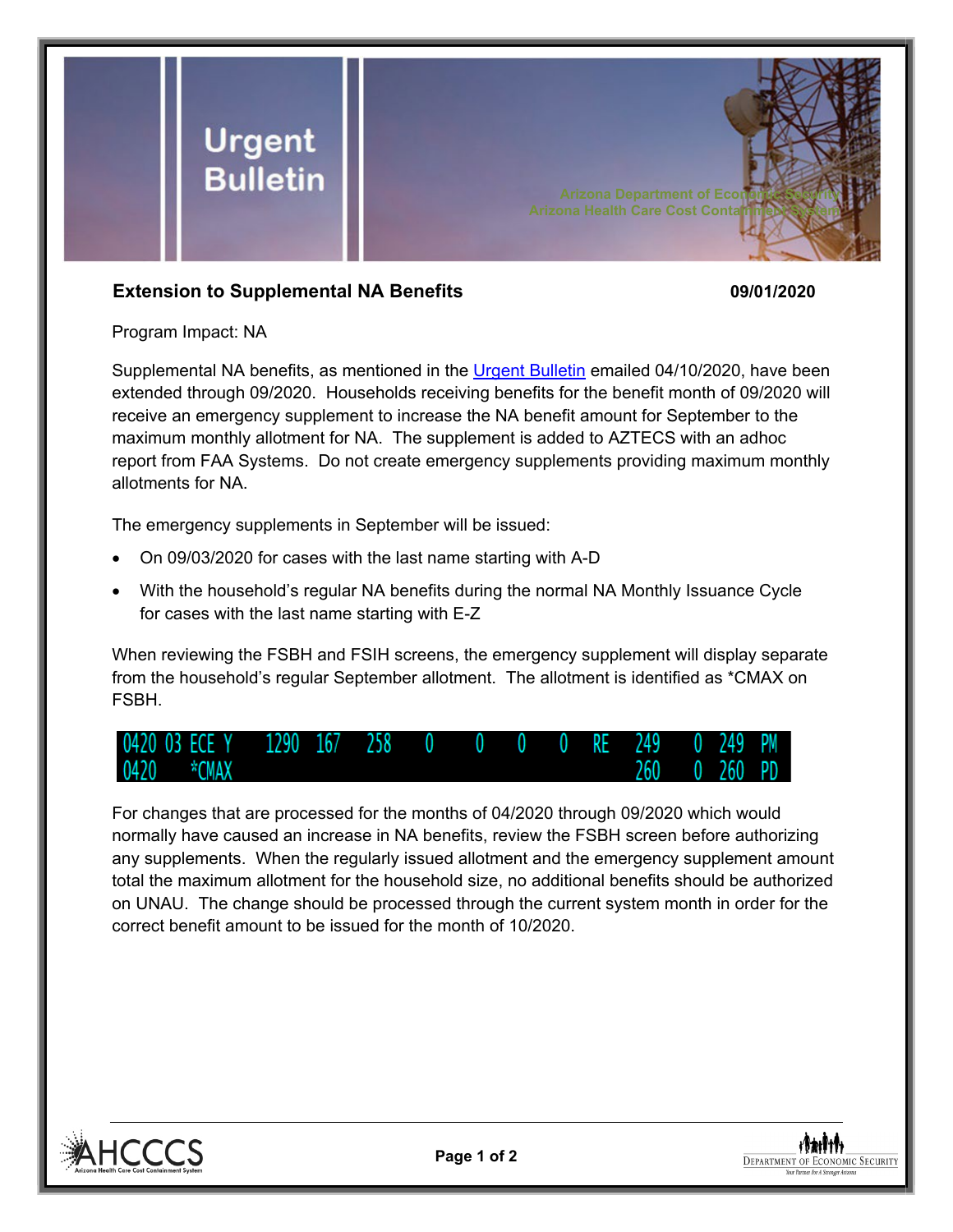# Urgent Bulletin

Arizona Department of Economic Security
Arizona Health Care Cost Containment System

**Extension to Supplemental NA Benefits** **09/01/2020**

Program Impact: NA

Supplemental NA benefits, as mentioned in the [Urgent Bulletin] emailed 04/10/2020, have been extended through 09/2020. Households receiving benefits for the benefit month of 09/2020 will receive an emergency supplement to increase the NA benefit amount for September to the maximum monthly allotment for NA. The supplement is added to AZTECS with an adhoc report from FAA Systems. Do not create emergency supplements providing maximum monthly allotments for NA.

The emergency supplements in September will be issued:

- On 09/03/2020 for cases with the last name starting with A-D
- With the household's regular NA benefits during the normal NA Monthly Issuance Cycle for cases with the last name starting with E-Z

When reviewing the FSBH and FSIH screens, the emergency supplement will display separate from the household's regular September allotment. The allotment is identified as *CMAX on FSBH.

```
0420 03 ECE Y   1290  167   258   0   0   0   0  RE  249   0  249  PM
0420    *CMAX                                        260   0  260  PD
```

For changes that are processed for the months of 04/2020 through 09/2020 which would normally have caused an increase in NA benefits, review the FSBH screen before authorizing any supplements. When the regularly issued allotment and the emergency supplement amount total the maximum allotment for the household size, no additional benefits should be authorized on UNAU. The change should be processed through the current system month in order for the correct benefit amount to be issued for the month of 10/2020.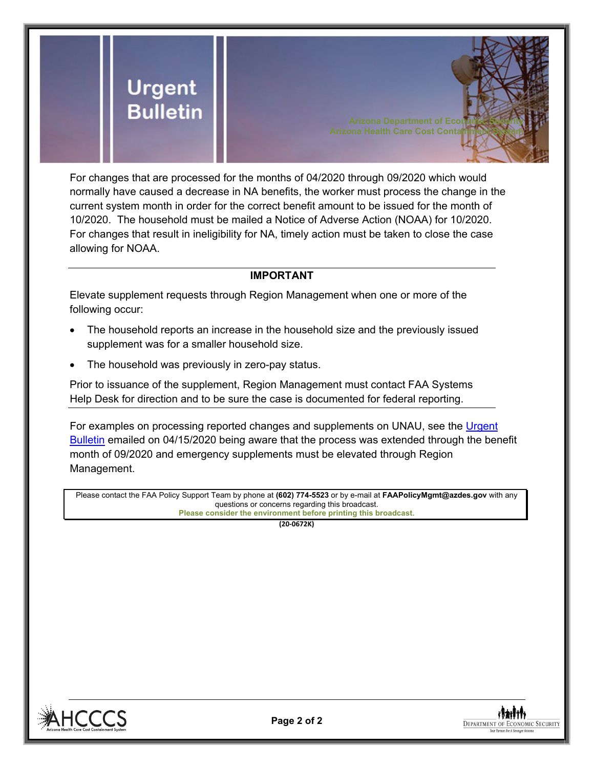For changes that are processed for the months of 04/2020 through 09/2020 which would normally have caused a decrease in NA benefits, the worker must process the change in the current system month in order for the correct benefit amount to be issued for the month of 10/2020. The household must be mailed a Notice of Adverse Action (NOAA) for 10/2020. For changes that result in ineligibility for NA, timely action must be taken to close the case allowing for NOAA.

---

**IMPORTANT**

Elevate supplement requests through Region Management when one or more of the following occur:

- The household reports an increase in the household size and the previously issued supplement was for a smaller household size.
- The household was previously in zero-pay status.

Prior to issuance of the supplement, Region Management must contact FAA Systems Help Desk for direction and to be sure the case is documented for federal reporting.

---

For examples on processing reported changes and supplements on UNAU, see the Urgent Bulletin emailed on 04/15/2020 being aware that the process was extended through the benefit month of 09/2020 and emergency supplements must be elevated through Region Management.

Please contact the FAA Policy Support Team by phone at **(602) 774-5523** or by e-mail at **FAAPolicyMgmt@azdes.gov** with any questions or concerns regarding this broadcast.

**Please consider the environment before printing this broadcast.**

**(20-0672K)**